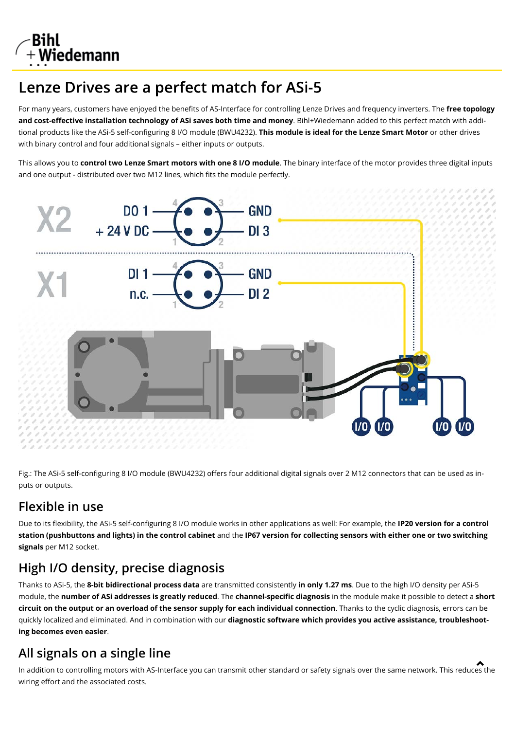# Lenze Drives are a perfect match for ASi-5

For many years, customers have enjoyed the benefits of AS-Interface for controlling Lenze Drives and frequency inverters. The **free topology and cost-effective installation technology of ASi saves both time and money**. Bihl+Wiedemann added to this perfect match with additional products like the ASi-5 self-configuring 8 I/O module (BWU4232). **This module is ideal for the Lenze Smart Motor** or other drives with binary control and four additional signals – either inputs or outputs.

This allows you to **control two Lenze Smart motors with one 8 I/O module**. The binary interface of the motor provides three digital inputs and one output - distributed over two M12 lines, which fits the module perfectly.

Fig.: The ASi-5 self-configuring 8 I/O module (BWU4232) offers four additional digital signals over 2 M12 connectors that can be used as inputs or outputs.

## Flexible in use

Due to its flexibility, the ASi-5 self-configuring 8 I/O module works in other applications as well: For example, the **IP20 version for a control station (pushbuttons and lights) in the control cabinet** and the **IP67 version for collecting sensors with either one or two switching signals** per M12 socket.

## High I/O density, precise diagnosis

Thanks to ASi-5, the **8-bit bidirectional process data** are transmitted consistently **in only 1.27 ms**. Due to the high I/O density per ASi-5 module, the **number of ASi addresses is greatly reduced**. The **channel-specific diagnosis** in the module make it possible to detect a **short circuit on the output or an overload of the sensor supply for each individual connection**. Thanks to the cyclic diagnosis, errors can be quickly localized and eliminated. And in combination with our **diagnostic software which provides you active assistance, troubleshooting becomes even easier**.

## All signals on a single line

In addition to controlling motors with AS-Interface you can transmit other standard or safety signals over the same network. This reduces the wiring effort and the associated costs.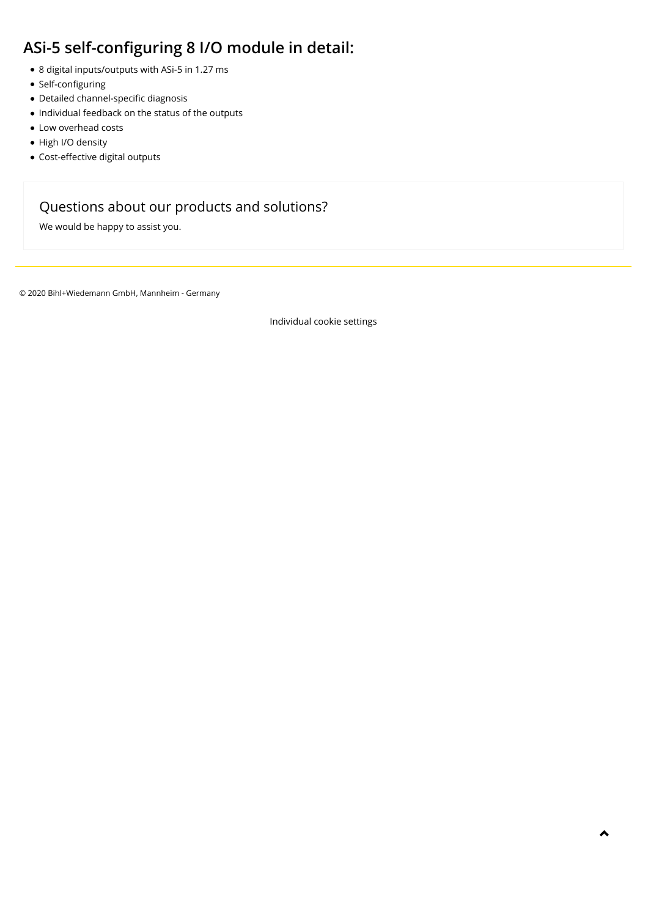## ASi-5 self-configuring 8 I/O module in detail:

- 8 digital inputs/outputs with ASi-5 in 1.27 ms
- Self-configuring
- Detailed channel-specific diagnosis
- Individual feedback on the status of the outputs
- Low overhead costs
- High I/O density
- Cost-effective digital outputs

### Questions about our products and solutions?

We would be happy to assist you.

© 2020 Bihl+Wiedemann GmbH, Mannheim - Germany

Individual cookie settings